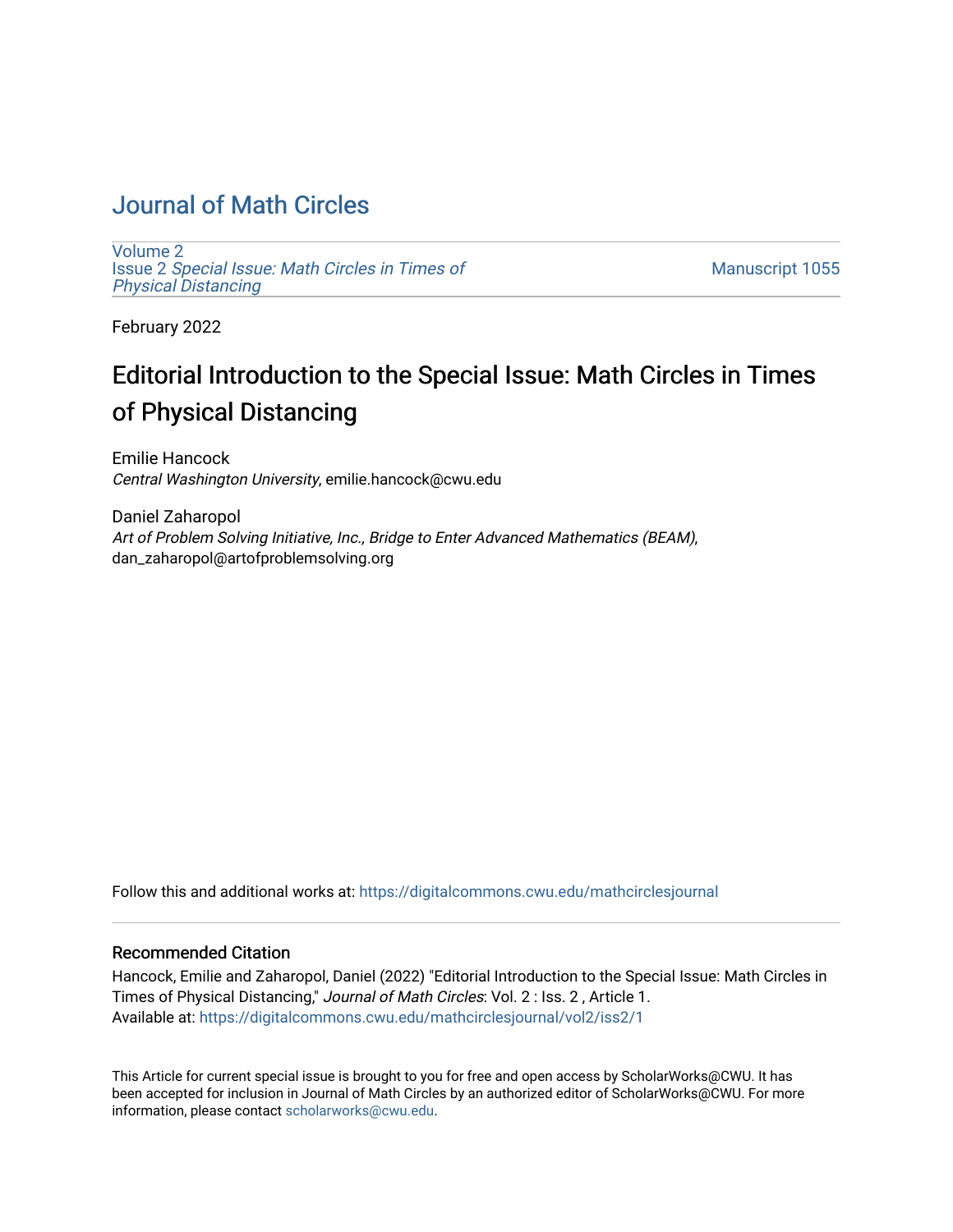# Journal of Math Circles

Volume 2
Issue 2 *Special Issue: Math Circles in Times of Physical Distancing*

Manuscript 1055

February 2022

## Editorial Introduction to the Special Issue: Math Circles in Times of Physical Distancing

Emilie Hancock
*Central Washington University*, emilie.hancock@cwu.edu

Daniel Zaharopol
*Art of Problem Solving Initiative, Inc., Bridge to Enter Advanced Mathematics (BEAM)*, dan_zaharopol@artofproblemsolving.org

Follow this and additional works at: https://digitalcommons.cwu.edu/mathcirclesjournal

### Recommended Citation

Hancock, Emilie and Zaharopol, Daniel (2022) "Editorial Introduction to the Special Issue: Math Circles in Times of Physical Distancing," *Journal of Math Circles*: Vol. 2 : Iss. 2 , Article 1.
Available at: https://digitalcommons.cwu.edu/mathcirclesjournal/vol2/iss2/1

This Article for current special issue is brought to you for free and open access by ScholarWorks@CWU. It has been accepted for inclusion in Journal of Math Circles by an authorized editor of ScholarWorks@CWU. For more information, please contact scholarworks@cwu.edu.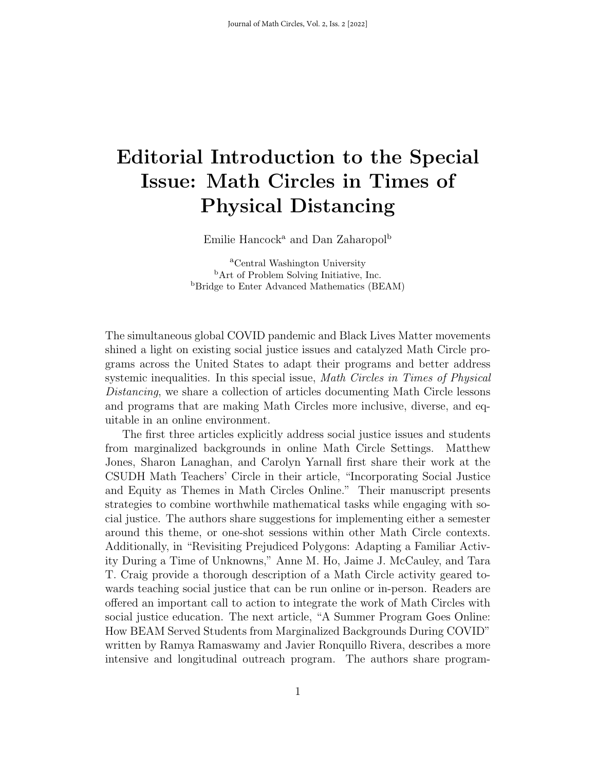# Editorial Introduction to the Special Issue: Math Circles in Times of Physical Distancing

Emilie Hancock[a] and Dan Zaharopol[b]

[a]Central Washington University
[b]Art of Problem Solving Initiative, Inc.
[b]Bridge to Enter Advanced Mathematics (BEAM)

The simultaneous global COVID pandemic and Black Lives Matter movements shined a light on existing social justice issues and catalyzed Math Circle programs across the United States to adapt their programs and better address systemic inequalities. In this special issue, *Math Circles in Times of Physical Distancing*, we share a collection of articles documenting Math Circle lessons and programs that are making Math Circles more inclusive, diverse, and equitable in an online environment.

The first three articles explicitly address social justice issues and students from marginalized backgrounds in online Math Circle Settings. Matthew Jones, Sharon Lanaghan, and Carolyn Yarnall first share their work at the CSUDH Math Teachers' Circle in their article, "Incorporating Social Justice and Equity as Themes in Math Circles Online." Their manuscript presents strategies to combine worthwhile mathematical tasks while engaging with social justice. The authors share suggestions for implementing either a semester around this theme, or one-shot sessions within other Math Circle contexts. Additionally, in "Revisiting Prejudiced Polygons: Adapting a Familiar Activity During a Time of Unknowns," Anne M. Ho, Jaime J. McCauley, and Tara T. Craig provide a thorough description of a Math Circle activity geared towards teaching social justice that can be run online or in-person. Readers are offered an important call to action to integrate the work of Math Circles with social justice education. The next article, "A Summer Program Goes Online: How BEAM Served Students from Marginalized Backgrounds During COVID" written by Ramya Ramaswamy and Javier Ronquillo Rivera, describes a more intensive and longitudinal outreach program. The authors share program-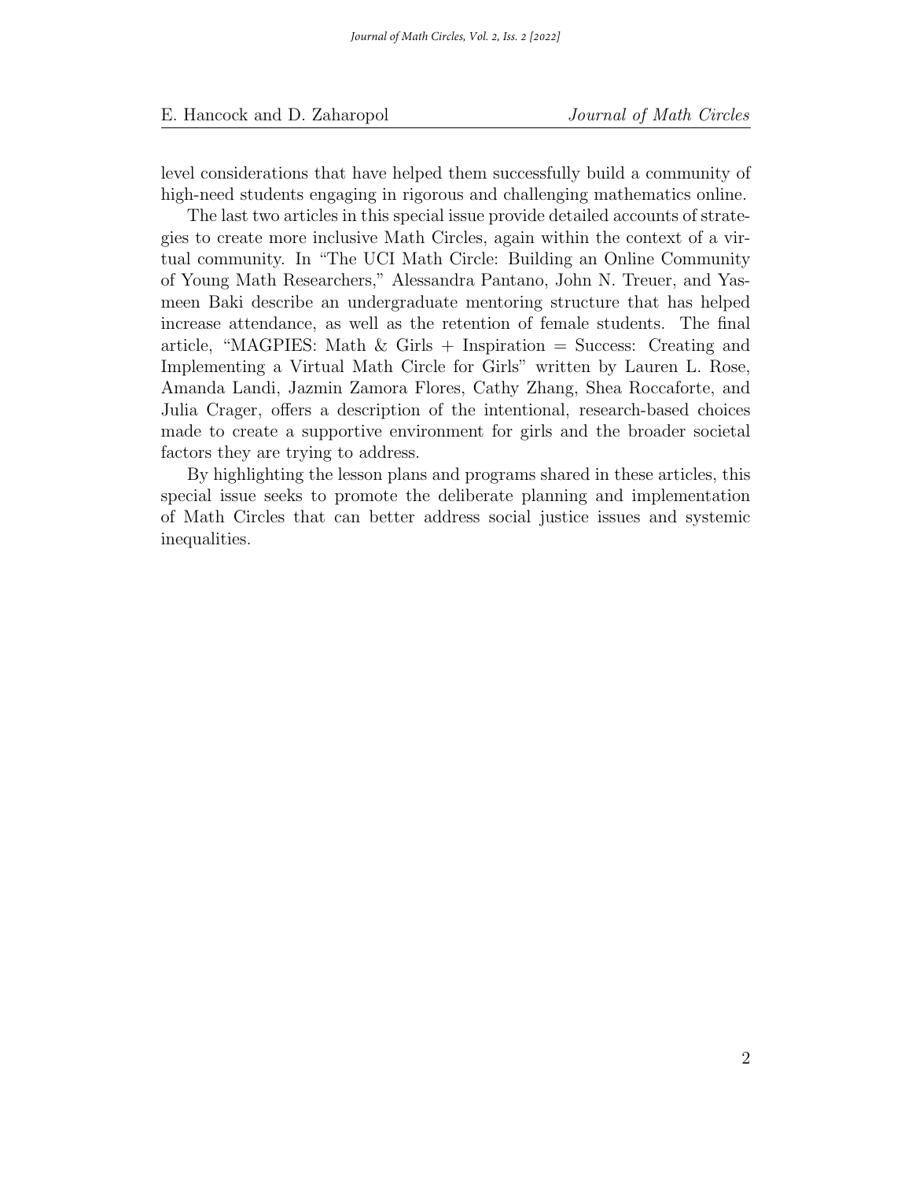level considerations that have helped them successfully build a community of high-need students engaging in rigorous and challenging mathematics online.

The last two articles in this special issue provide detailed accounts of strategies to create more inclusive Math Circles, again within the context of a virtual community. In "The UCI Math Circle: Building an Online Community of Young Math Researchers," Alessandra Pantano, John N. Treuer, and Yasmeen Baki describe an undergraduate mentoring structure that has helped increase attendance, as well as the retention of female students. The final article, "MAGPIES: Math & Girls + Inspiration = Success: Creating and Implementing a Virtual Math Circle for Girls" written by Lauren L. Rose, Amanda Landi, Jazmin Zamora Flores, Cathy Zhang, Shea Roccaforte, and Julia Crager, offers a description of the intentional, research-based choices made to create a supportive environment for girls and the broader societal factors they are trying to address.

By highlighting the lesson plans and programs shared in these articles, this special issue seeks to promote the deliberate planning and implementation of Math Circles that can better address social justice issues and systemic inequalities.